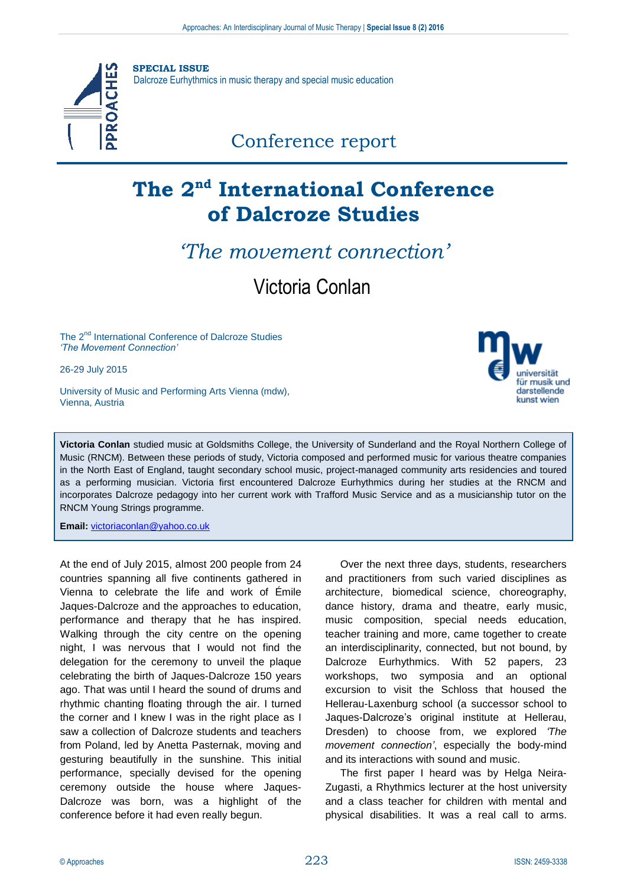**SPECIAL ISSUE**
Dalcroze Eurhythmics in music therapy and special music education

Conference report

# The 2nd International Conference of Dalcroze Studies

## *'The movement connection'*

### Victoria Conlan

The 2nd International Conference of Dalcroze Studies
*'The Movement Connection'*

26-29 July 2015

University of Music and Performing Arts Vienna (mdw), Vienna, Austria

**Victoria Conlan** studied music at Goldsmiths College, the University of Sunderland and the Royal Northern College of Music (RNCM). Between these periods of study, Victoria composed and performed music for various theatre companies in the North East of England, taught secondary school music, project-managed community arts residencies and toured as a performing musician. Victoria first encountered Dalcroze Eurhythmics during her studies at the RNCM and incorporates Dalcroze pedagogy into her current work with Trafford Music Service and as a musicianship tutor on the RNCM Young Strings programme.

**Email:** victoriaconlan@yahoo.co.uk

At the end of July 2015, almost 200 people from 24 countries spanning all five continents gathered in Vienna to celebrate the life and work of Émile Jaques-Dalcroze and the approaches to education, performance and therapy that he has inspired. Walking through the city centre on the opening night, I was nervous that I would not find the delegation for the ceremony to unveil the plaque celebrating the birth of Jaques-Dalcroze 150 years ago. That was until I heard the sound of drums and rhythmic chanting floating through the air. I turned the corner and I knew I was in the right place as I saw a collection of Dalcroze students and teachers from Poland, led by Anetta Pasternak, moving and gesturing beautifully in the sunshine. This initial performance, specially devised for the opening ceremony outside the house where Jaques-Dalcroze was born, was a highlight of the conference before it had even really begun.

Over the next three days, students, researchers and practitioners from such varied disciplines as architecture, biomedical science, choreography, dance history, drama and theatre, early music, music composition, special needs education, teacher training and more, came together to create an interdisciplinarity, connected, but not bound, by Dalcroze Eurhythmics. With 52 papers, 23 workshops, two symposia and an optional excursion to visit the Schloss that housed the Hellerau-Laxenburg school (a successor school to Jaques-Dalcroze's original institute at Hellerau, Dresden) to choose from, we explored *'The movement connection'*, especially the body-mind and its interactions with sound and music.

The first paper I heard was by Helga Neira-Zugasti, a Rhythmics lecturer at the host university and a class teacher for children with mental and physical disabilities. It was a real call to arms.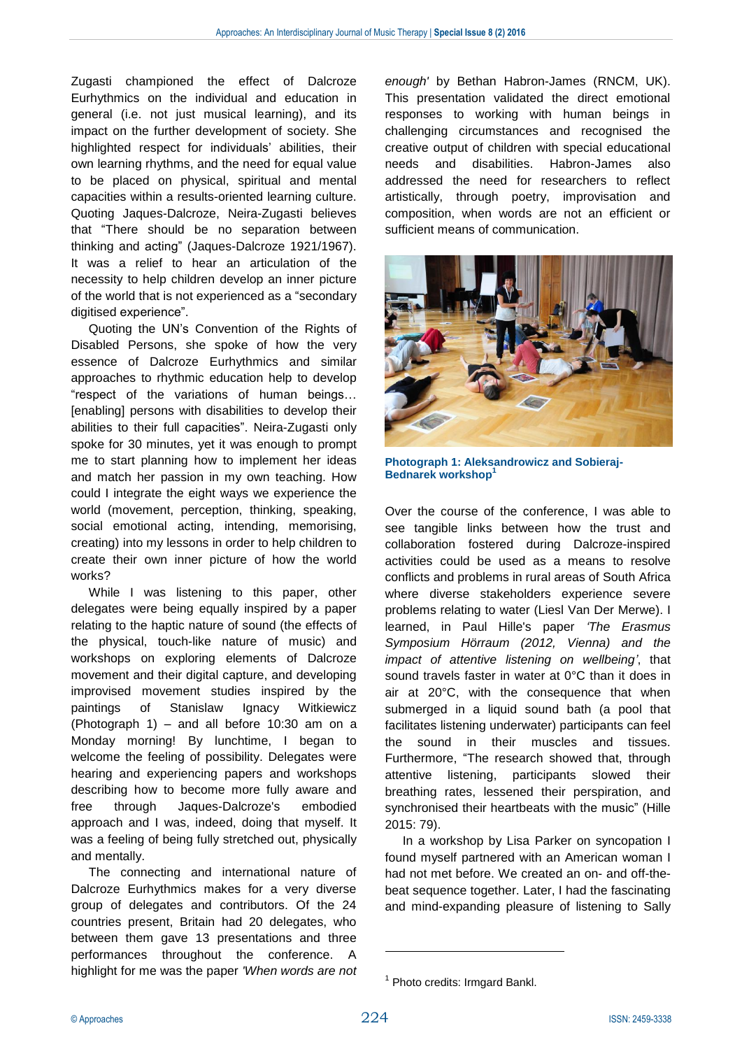Zugasti championed the effect of Dalcroze Eurhythmics on the individual and education in general (i.e. not just musical learning), and its impact on the further development of society. She highlighted respect for individuals' abilities, their own learning rhythms, and the need for equal value to be placed on physical, spiritual and mental capacities within a results-oriented learning culture. Quoting Jaques-Dalcroze, Neira-Zugasti believes that "There should be no separation between thinking and acting" (Jaques-Dalcroze 1921/1967). It was a relief to hear an articulation of the necessity to help children develop an inner picture of the world that is not experienced as a "secondary digitised experience".

Quoting the UN's Convention of the Rights of Disabled Persons, she spoke of how the very essence of Dalcroze Eurhythmics and similar approaches to rhythmic education help to develop "respect of the variations of human beings… [enabling] persons with disabilities to develop their abilities to their full capacities". Neira-Zugasti only spoke for 30 minutes, yet it was enough to prompt me to start planning how to implement her ideas and match her passion in my own teaching. How could I integrate the eight ways we experience the world (movement, perception, thinking, speaking, social emotional acting, intending, memorising, creating) into my lessons in order to help children to create their own inner picture of how the world works?

While I was listening to this paper, other delegates were being equally inspired by a paper relating to the haptic nature of sound (the effects of the physical, touch-like nature of music) and workshops on exploring elements of Dalcroze movement and their digital capture, and developing improvised movement studies inspired by the paintings of Stanislaw Ignacy Witkiewicz (Photograph 1) – and all before 10:30 am on a Monday morning! By lunchtime, I began to welcome the feeling of possibility. Delegates were hearing and experiencing papers and workshops describing how to become more fully aware and free through Jaques-Dalcroze's embodied approach and I was, indeed, doing that myself. It was a feeling of being fully stretched out, physically and mentally.

The connecting and international nature of Dalcroze Eurhythmics makes for a very diverse group of delegates and contributors. Of the 24 countries present, Britain had 20 delegates, who between them gave 13 presentations and three performances throughout the conference. A highlight for me was the paper *'When words are not enough'* by Bethan Habron-James (RNCM, UK). This presentation validated the direct emotional responses to working with human beings in challenging circumstances and recognised the creative output of children with special educational needs and disabilities. Habron-James also addressed the need for researchers to reflect artistically, through poetry, improvisation and composition, when words are not an efficient or sufficient means of communication.

**Photograph 1: Aleksandrowicz and Sobieraj-Bednarek workshop**[1]

Over the course of the conference, I was able to see tangible links between how the trust and collaboration fostered during Dalcroze-inspired activities could be used as a means to resolve conflicts and problems in rural areas of South Africa where diverse stakeholders experience severe problems relating to water (Liesl Van Der Merwe). I learned, in Paul Hille's paper *'The Erasmus Symposium Hörraum (2012, Vienna) and the impact of attentive listening on wellbeing'*, that sound travels faster in water at 0°C than it does in air at 20°C, with the consequence that when submerged in a liquid sound bath (a pool that facilitates listening underwater) participants can feel the sound in their muscles and tissues. Furthermore, "The research showed that, through attentive listening, participants slowed their breathing rates, lessened their perspiration, and synchronised their heartbeats with the music" (Hille 2015: 79).

In a workshop by Lisa Parker on syncopation I found myself partnered with an American woman I had not met before. We created an on- and off-the-beat sequence together. Later, I had the fascinating and mind-expanding pleasure of listening to Sally

[1] Photo credits: Irmgard Bankl.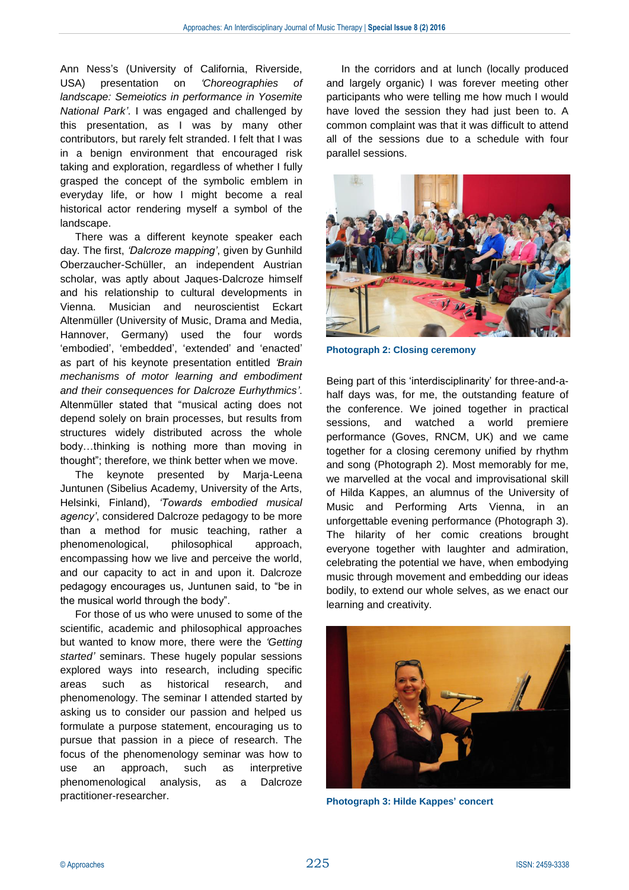Ann Ness's (University of California, Riverside, USA) presentation on *'Choreographies of landscape: Semeiotics in performance in Yosemite National Park'*. I was engaged and challenged by this presentation, as I was by many other contributors, but rarely felt stranded. I felt that I was in a benign environment that encouraged risk taking and exploration, regardless of whether I fully grasped the concept of the symbolic emblem in everyday life, or how I might become a real historical actor rendering myself a symbol of the landscape.

There was a different keynote speaker each day. The first, *'Dalcroze mapping'*, given by Gunhild Oberzaucher-Schüller, an independent Austrian scholar, was aptly about Jaques-Dalcroze himself and his relationship to cultural developments in Vienna. Musician and neuroscientist Eckart Altenmüller (University of Music, Drama and Media, Hannover, Germany) used the four words 'embodied', 'embedded', 'extended' and 'enacted' as part of his keynote presentation entitled *'Brain mechanisms of motor learning and embodiment and their consequences for Dalcroze Eurhythmics'*. Altenmüller stated that "musical acting does not depend solely on brain processes, but results from structures widely distributed across the whole body…thinking is nothing more than moving in thought"; therefore, we think better when we move.

The keynote presented by Marja-Leena Juntunen (Sibelius Academy, University of the Arts, Helsinki, Finland), *'Towards embodied musical agency'*, considered Dalcroze pedagogy to be more than a method for music teaching, rather a phenomenological, philosophical approach, encompassing how we live and perceive the world, and our capacity to act in and upon it. Dalcroze pedagogy encourages us, Juntunen said, to "be in the musical world through the body".

For those of us who were unused to some of the scientific, academic and philosophical approaches but wanted to know more, there were the *'Getting started'* seminars. These hugely popular sessions explored ways into research, including specific areas such as historical research, and phenomenology. The seminar I attended started by asking us to consider our passion and helped us formulate a purpose statement, encouraging us to pursue that passion in a piece of research. The focus of the phenomenology seminar was how to use an approach, such as interpretive phenomenological analysis, as a Dalcroze practitioner-researcher.

In the corridors and at lunch (locally produced and largely organic) I was forever meeting other participants who were telling me how much I would have loved the session they had just been to. A common complaint was that it was difficult to attend all of the sessions due to a schedule with four parallel sessions.

**Photograph 2: Closing ceremony**

Being part of this 'interdisciplinarity' for three-and-a-half days was, for me, the outstanding feature of the conference. We joined together in practical sessions, and watched a world premiere performance (Goves, RNCM, UK) and we came together for a closing ceremony unified by rhythm and song (Photograph 2). Most memorably for me, we marvelled at the vocal and improvisational skill of Hilda Kappes, an alumnus of the University of Music and Performing Arts Vienna, in an unforgettable evening performance (Photograph 3). The hilarity of her comic creations brought everyone together with laughter and admiration, celebrating the potential we have, when embodying music through movement and embedding our ideas bodily, to extend our whole selves, as we enact our learning and creativity.

**Photograph 3: Hilde Kappes' concert**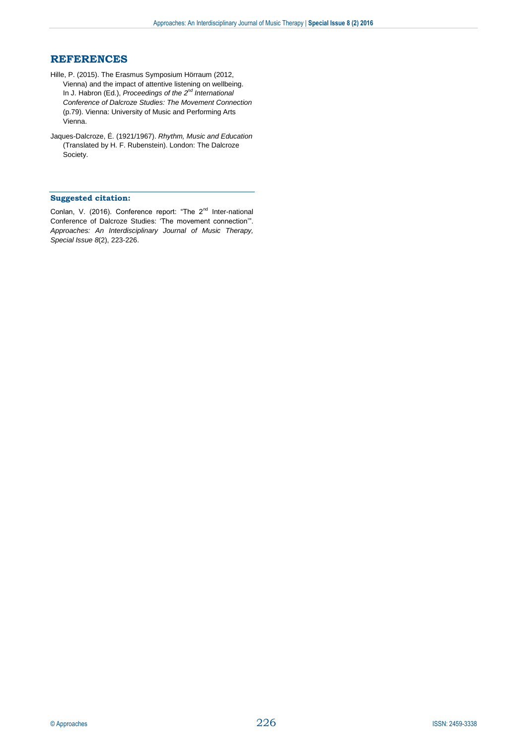## REFERENCES

Hille, P. (2015). The Erasmus Symposium Hörraum (2012, Vienna) and the impact of attentive listening on wellbeing. In J. Habron (Ed.), *Proceedings of the 2nd International Conference of Dalcroze Studies: The Movement Connection* (p.79). Vienna: University of Music and Performing Arts Vienna.

Jaques-Dalcroze, É. (1921/1967). *Rhythm, Music and Education* (Translated by H. F. Rubenstein). London: The Dalcroze Society.

**Suggested citation:**

Conlan, V. (2016). Conference report: "The 2nd Inter-national Conference of Dalcroze Studies: 'The movement connection'". *Approaches: An Interdisciplinary Journal of Music Therapy, Special Issue 8*(2), 223-226.